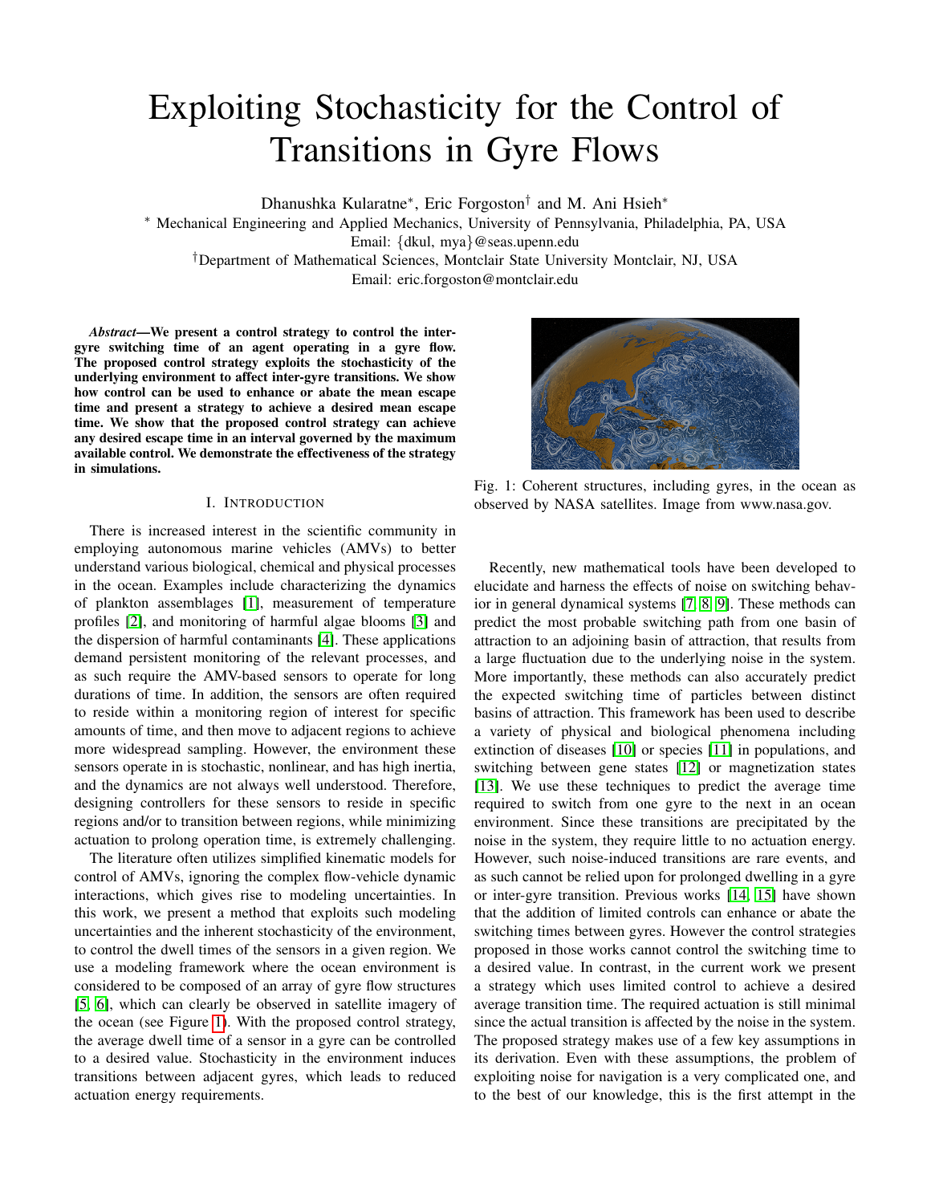# Exploiting Stochasticity for the Control of Transitions in Gyre Flows

Dhanushka Kularatne*, Eric Forgoston† and M. Ani Hsieh*

* Mechanical Engineering and Applied Mechanics, University of Pennsylvania, Philadelphia, PA, USA
Email: {dkul, mya}@seas.upenn.edu

†Department of Mathematical Sciences, Montclair State University Montclair, NJ, USA
Email: eric.forgoston@montclair.edu

***Abstract*—We present a control strategy to control the inter-gyre switching time of an agent operating in a gyre flow. The proposed control strategy exploits the stochasticity of the underlying environment to affect inter-gyre transitions. We show how control can be used to enhance or abate the mean escape time and present a strategy to achieve a desired mean escape time. We show that the proposed control strategy can achieve any desired escape time in an interval governed by the maximum available control. We demonstrate the effectiveness of the strategy in simulations.**

## I. Introduction

There is increased interest in the scientific community in employing autonomous marine vehicles (AMVs) to better understand various biological, chemical and physical processes in the ocean. Examples include characterizing the dynamics of plankton assemblages [1], measurement of temperature profiles [2], and monitoring of harmful algae blooms [3] and the dispersion of harmful contaminants [4]. These applications demand persistent monitoring of the relevant processes, and as such require the AMV-based sensors to operate for long durations of time. In addition, the sensors are often required to reside within a monitoring region of interest for specific amounts of time, and then move to adjacent regions to achieve more widespread sampling. However, the environment these sensors operate in is stochastic, nonlinear, and has high inertia, and the dynamics are not always well understood. Therefore, designing controllers for these sensors to reside in specific regions and/or to transition between regions, while minimizing actuation to prolong operation time, is extremely challenging.

The literature often utilizes simplified kinematic models for control of AMVs, ignoring the complex flow-vehicle dynamic interactions, which gives rise to modeling uncertainties. In this work, we present a method that exploits such modeling uncertainties and the inherent stochasticity of the environment, to control the dwell times of the sensors in a given region. We use a modeling framework where the ocean environment is considered to be composed of an array of gyre flow structures [5, 6], which can clearly be observed in satellite imagery of the ocean (see Figure 1). With the proposed control strategy, the average dwell time of a sensor in a gyre can be controlled to a desired value. Stochasticity in the environment induces transitions between adjacent gyres, which leads to reduced actuation energy requirements.

Fig. 1: Coherent structures, including gyres, in the ocean as observed by NASA satellites. Image from www.nasa.gov.

Recently, new mathematical tools have been developed to elucidate and harness the effects of noise on switching behavior in general dynamical systems [7, 8, 9]. These methods can predict the most probable switching path from one basin of attraction to an adjoining basin of attraction, that results from a large fluctuation due to the underlying noise in the system. More importantly, these methods can also accurately predict the expected switching time of particles between distinct basins of attraction. This framework has been used to describe a variety of physical and biological phenomena including extinction of diseases [10] or species [11] in populations, and switching between gene states [12] or magnetization states [13]. We use these techniques to predict the average time required to switch from one gyre to the next in an ocean environment. Since these transitions are precipitated by the noise in the system, they require little to no actuation energy. However, such noise-induced transitions are rare events, and as such cannot be relied upon for prolonged dwelling in a gyre or inter-gyre transition. Previous works [14, 15] have shown that the addition of limited controls can enhance or abate the switching times between gyres. However the control strategies proposed in those works cannot control the switching time to a desired value. In contrast, in the current work we present a strategy which uses limited control to achieve a desired average transition time. The required actuation is still minimal since the actual transition is affected by the noise in the system. The proposed strategy makes use of a few key assumptions in its derivation. Even with these assumptions, the problem of exploiting noise for navigation is a very complicated one, and to the best of our knowledge, this is the first attempt in the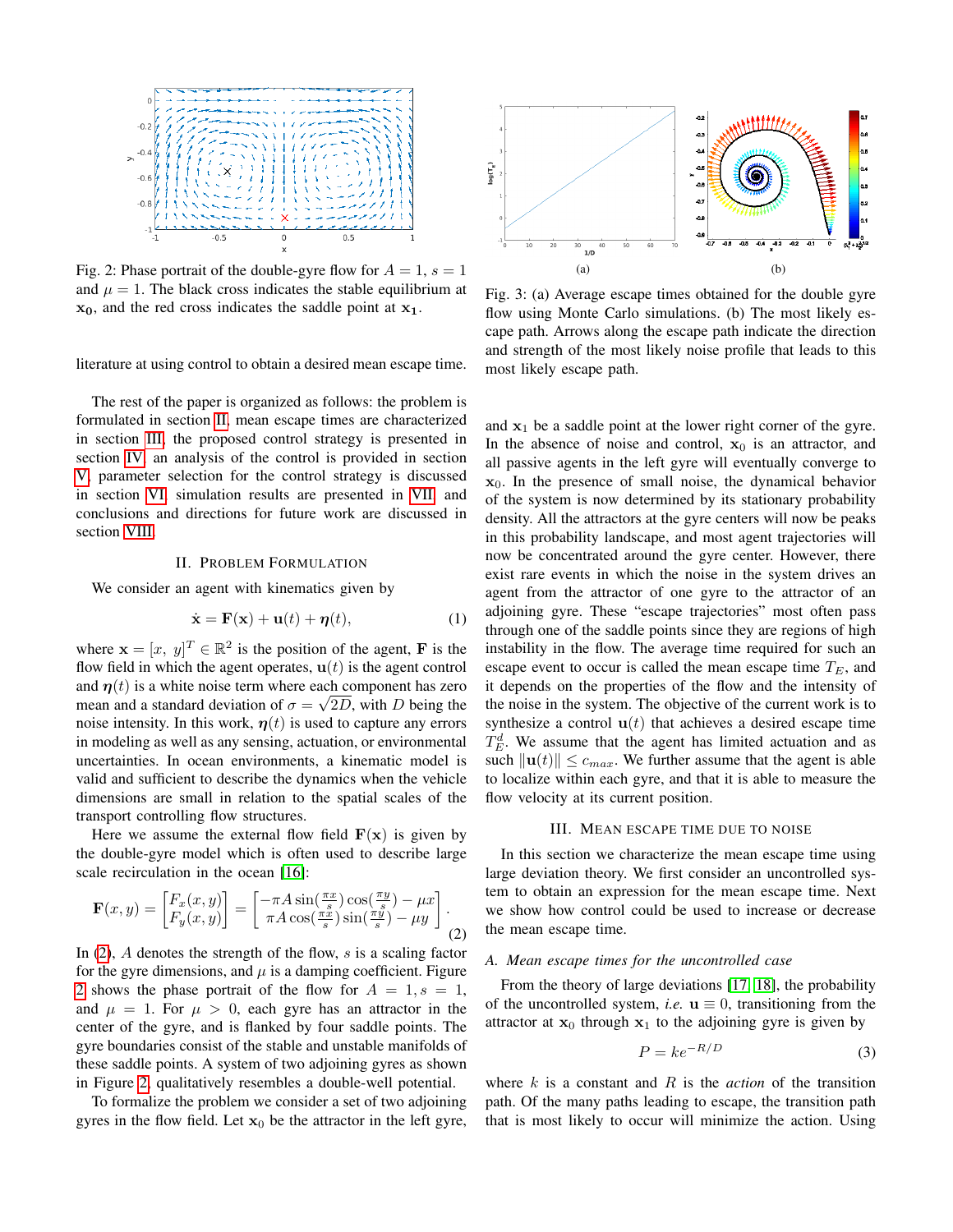Fig. 2: Phase portrait of the double-gyre flow for $A = 1$, $s = 1$ and $\mu = 1$. The black cross indicates the stable equilibrium at $\mathbf{x_0}$, and the red cross indicates the saddle point at $\mathbf{x_1}$.

literature at using control to obtain a desired mean escape time.

The rest of the paper is organized as follows: the problem is formulated in section II, mean escape times are characterized in section III, the proposed control strategy is presented in section IV, an analysis of the control is provided in section V, parameter selection for the control strategy is discussed in section VI, simulation results are presented in VII, and conclusions and directions for future work are discussed in section VIII.

## II. Problem Formulation

We consider an agent with kinematics given by

$$\dot{\mathbf{x}} = \mathbf{F}(\mathbf{x}) + \mathbf{u}(t) + \boldsymbol{\eta}(t), \tag{1}$$

where $\mathbf{x} = [x,\ y]^T \in \mathbb{R}^2$ is the position of the agent, $\mathbf{F}$ is the flow field in which the agent operates, $\mathbf{u}(t)$ is the agent control and $\boldsymbol{\eta}(t)$ is a white noise term where each component has zero mean and a standard deviation of $\sigma = \sqrt{2D}$, with $D$ being the noise intensity. In this work, $\boldsymbol{\eta}(t)$ is used to capture any errors in modeling as well as any sensing, actuation, or environmental uncertainties. In ocean environments, a kinematic model is valid and sufficient to describe the dynamics when the vehicle dimensions are small in relation to the spatial scales of the transport controlling flow structures.

Here we assume the external flow field $\mathbf{F}(\mathbf{x})$ is given by the double-gyre model which is often used to describe large scale recirculation in the ocean [16]:

$$\mathbf{F}(x, y) = \begin{bmatrix} F_x(x, y) \\ F_y(x, y) \end{bmatrix} = \begin{bmatrix} -\pi A \sin(\frac{\pi x}{s}) \cos(\frac{\pi y}{s}) - \mu x \\ \pi A \cos(\frac{\pi x}{s}) \sin(\frac{\pi y}{s}) - \mu y \end{bmatrix}. \tag{2}$$

In (2), $A$ denotes the strength of the flow, $s$ is a scaling factor for the gyre dimensions, and $\mu$ is a damping coefficient. Figure 2 shows the phase portrait of the flow for $A = 1, s = 1$, and $\mu = 1$. For $\mu > 0$, each gyre has an attractor in the center of the gyre, and is flanked by four saddle points. The gyre boundaries consist of the stable and unstable manifolds of these saddle points. A system of two adjoining gyres as shown in Figure 2, qualitatively resembles a double-well potential.

To formalize the problem we consider a set of two adjoining gyres in the flow field. Let $\mathbf{x}_0$ be the attractor in the left gyre, and $\mathbf{x}_1$ be a saddle point at the lower right corner of the gyre. In the absence of noise and control, $\mathbf{x}_0$ is an attractor, and all passive agents in the left gyre will eventually converge to $\mathbf{x}_0$. In the presence of small noise, the dynamical behavior of the system is now determined by its stationary probability density. All the attractors at the gyre centers will now be peaks in this probability landscape, and most agent trajectories will now be concentrated around the gyre center. However, there exist rare events in which the noise in the system drives an agent from the attractor of one gyre to the attractor of an adjoining gyre. These "escape trajectories" most often pass through one of the saddle points since they are regions of high instability in the flow. The average time required for such an escape event to occur is called the mean escape time $T_E$, and it depends on the properties of the flow and the intensity of the noise in the system. The objective of the current work is to synthesize a control $\mathbf{u}(t)$ that achieves a desired escape time $T_E^d$. We assume that the agent has limited actuation and as such $\|\mathbf{u}(t)\| \leq c_{max}$. We further assume that the agent is able to localize within each gyre, and that it is able to measure the flow velocity at its current position.

Fig. 3: (a) Average escape times obtained for the double gyre flow using Monte Carlo simulations. (b) The most likely escape path. Arrows along the escape path indicate the direction and strength of the most likely noise profile that leads to this most likely escape path.

## III. Mean Escape Time Due to Noise

In this section we characterize the mean escape time using large deviation theory. We first consider an uncontrolled system to obtain an expression for the mean escape time. Next we show how control could be used to increase or decrease the mean escape time.

### A. Mean escape times for the uncontrolled case

From the theory of large deviations [17], [18], the probability of the uncontrolled system, *i.e.* $\mathbf{u} \equiv 0$, transitioning from the attractor at $\mathbf{x}_0$ through $\mathbf{x}_1$ to the adjoining gyre is given by

$$P = ke^{-R/D} \tag{3}$$

where $k$ is a constant and $R$ is the *action* of the transition path. Of the many paths leading to escape, the transition path that is most likely to occur will minimize the action. Using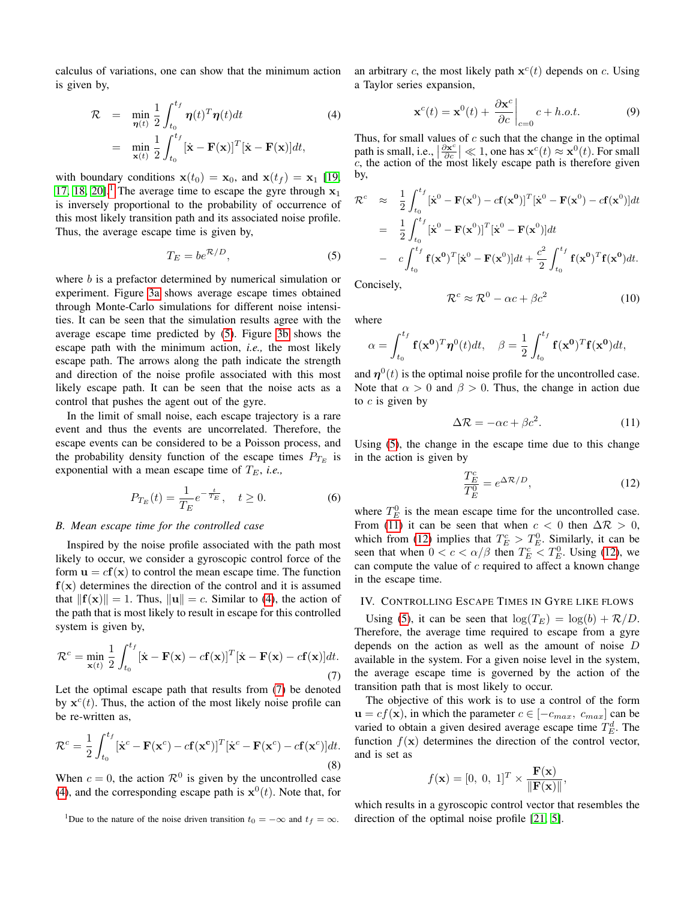calculus of variations, one can show that the minimum action is given by,

$$\begin{aligned} \mathcal{R} &= \min_{\boldsymbol{\eta}(t)} \frac{1}{2}\int_{t_0}^{t_f} \boldsymbol{\eta}(t)^T\boldsymbol{\eta}(t)dt \\ &= \min_{\mathbf{x}(t)} \frac{1}{2}\int_{t_0}^{t_f} [\dot{\mathbf{x}} - \mathbf{F}(\mathbf{x})]^T[\dot{\mathbf{x}} - \mathbf{F}(\mathbf{x})]dt, \end{aligned} \tag{4}$$

with boundary conditions $\mathbf{x}(t_0) = \mathbf{x}_0$, and $\mathbf{x}(t_f) = \mathbf{x}_1$ [19, 17, 18, 20].[1] The average time to escape the gyre through $\mathbf{x}_1$ is inversely proportional to the probability of occurrence of this most likely transition path and its associated noise profile. Thus, the average escape time is given by,

$$T_E = be^{\mathcal{R}/D}, \tag{5}$$

where $b$ is a prefactor determined by numerical simulation or experiment. Figure 3a shows average escape times obtained through Monte-Carlo simulations for different noise intensities. It can be seen that the simulation results agree with the average escape time predicted by (5). Figure 3b shows the escape path with the minimum action, *i.e.,* the most likely escape path. The arrows along the path indicate the strength and direction of the noise profile associated with this most likely escape path. It can be seen that the noise acts as a control that pushes the agent out of the gyre.

In the limit of small noise, each escape trajectory is a rare event and thus the events are uncorrelated. Therefore, the escape events can be considered to be a Poisson process, and the probability density function of the escape times $P_{T_E}$ is exponential with a mean escape time of $T_E$, *i.e.,*

$$P_{T_E}(t) = \frac{1}{T_E}e^{-\frac{t}{T_E}}, \quad t \geq 0. \tag{6}$$

### B. Mean escape time for the controlled case

Inspired by the noise profile associated with the path most likely to occur, we consider a gyroscopic control force of the form $\mathbf{u} = c\mathbf{f}(\mathbf{x})$ to control the mean escape time. The function $\mathbf{f}(\mathbf{x})$ determines the direction of the control and it is assumed that $\|\mathbf{f}(\mathbf{x})\| = 1$. Thus, $\|\mathbf{u}\| = c$. Similar to (4), the action of the path that is most likely to result in escape for this controlled system is given by,

$$\mathcal{R}^c = \min_{\mathbf{x}(t)} \frac{1}{2}\int_{t_0}^{t_f} [\dot{\mathbf{x}} - \mathbf{F}(\mathbf{x}) - c\mathbf{f}(\mathbf{x})]^T[\dot{\mathbf{x}} - \mathbf{F}(\mathbf{x}) - c\mathbf{f}(\mathbf{x})]dt. \tag{7}$$

Let the optimal escape path that results from (7) be denoted by $\mathbf{x}^c(t)$. Thus, the action of the most likely noise profile can be re-written as,

$$\mathcal{R}^c = \frac{1}{2}\int_{t_0}^{t_f} [\dot{\mathbf{x}}^c - \mathbf{F}(\mathbf{x}^c) - c\mathbf{f}(\mathbf{x}^c)]^T[\dot{\mathbf{x}}^c - \mathbf{F}(\mathbf{x}^c) - c\mathbf{f}(\mathbf{x}^c)]dt. \tag{8}$$

When $c = 0$, the action $\mathcal{R}^0$ is given by the uncontrolled case (4), and the corresponding escape path is $\mathbf{x}^0(t)$. Note that, for an arbitrary $c$, the most likely path $\mathbf{x}^c(t)$ depends on $c$. Using a Taylor series expansion,

$$\mathbf{x}^c(t) = \mathbf{x}^0(t) + \left.\frac{\partial \mathbf{x}^c}{\partial c}\right|_{c=0} c + h.o.t. \tag{9}$$

Thus, for small values of $c$ such that the change in the optimal path is small, i.e., $\left|\frac{\partial \mathbf{x}^c}{\partial c}\right| \ll 1$, one has $\mathbf{x}^c(t) \approx \mathbf{x}^0(t)$. For small $c$, the action of the most likely escape path is therefore given by,

$$\begin{aligned} \mathcal{R}^c &\approx \frac{1}{2}\int_{t_0}^{t_f} [\dot{\mathbf{x}}^0 - \mathbf{F}(\mathbf{x}^0) - c\mathbf{f}(\mathbf{x}^0)]^T[\dot{\mathbf{x}}^0 - \mathbf{F}(\mathbf{x}^0) - c\mathbf{f}(\mathbf{x}^0)]dt \\ &= \frac{1}{2}\int_{t_0}^{t_f} [\dot{\mathbf{x}}^0 - \mathbf{F}(\mathbf{x}^0)]^T[\dot{\mathbf{x}}^0 - \mathbf{F}(\mathbf{x}^0)]dt \\ &- c\int_{t_0}^{t_f} \mathbf{f}(\mathbf{x}^0)^T[\dot{\mathbf{x}}^0 - \mathbf{F}(\mathbf{x}^0)]dt + \frac{c^2}{2}\int_{t_0}^{t_f} \mathbf{f}(\mathbf{x}^0)^T\mathbf{f}(\mathbf{x}^0)dt. \end{aligned}$$

Concisely,

$$\mathcal{R}^c \approx \mathcal{R}^0 - \alpha c + \beta c^2 \tag{10}$$

where

$$\alpha = \int_{t_0}^{t_f} \mathbf{f}(\mathbf{x}^0)^T\boldsymbol{\eta}^0(t)dt, \quad \beta = \frac{1}{2}\int_{t_0}^{t_f} \mathbf{f}(\mathbf{x}^0)^T\mathbf{f}(\mathbf{x}^0)dt,$$

and $\boldsymbol{\eta}^0(t)$ is the optimal noise profile for the uncontrolled case. Note that $\alpha > 0$ and $\beta > 0$. Thus, the change in action due to $c$ is given by

$$\Delta\mathcal{R} = -\alpha c + \beta c^2. \tag{11}$$

Using (5), the change in the escape time due to this change in the action is given by

$$\frac{T_E^c}{T_E^0} = e^{\Delta\mathcal{R}/D}, \tag{12}$$

where $T_E^0$ is the mean escape time for the uncontrolled case. From (11) it can be seen that when $c < 0$ then $\Delta\mathcal{R} > 0$, which from (12) implies that $T_E^c > T_E^0$. Similarly, it can be seen that when $0 < c < \alpha/\beta$ then $T_E^c < T_E^0$. Using (12), we can compute the value of $c$ required to affect a known change in the escape time.

## IV. Controlling Escape Times in Gyre Like Flows

Using (5), it can be seen that $\log(T_E) = \log(b) + \mathcal{R}/D$. Therefore, the average time required to escape from a gyre depends on the action as well as the amount of noise $D$ available in the system. For a given noise level in the system, the average escape time is governed by the action of the transition path that is most likely to occur.

The objective of this work is to use a control of the form $\mathbf{u} = cf(\mathbf{x})$, in which the parameter $c \in [-c_{max},\ c_{max}]$ can be varied to obtain a given desired average escape time $T_E^d$. The function $f(\mathbf{x})$ determines the direction of the control vector, and is set as

$$f(\mathbf{x}) = [0,\ 0,\ 1]^T \times \frac{\mathbf{F}(\mathbf{x})}{\|\mathbf{F}(\mathbf{x})\|},$$

which results in a gyroscopic control vector that resembles the direction of the optimal noise profile [21, 5].

[1] Due to the nature of the noise driven transition $t_0 = -\infty$ and $t_f = \infty$.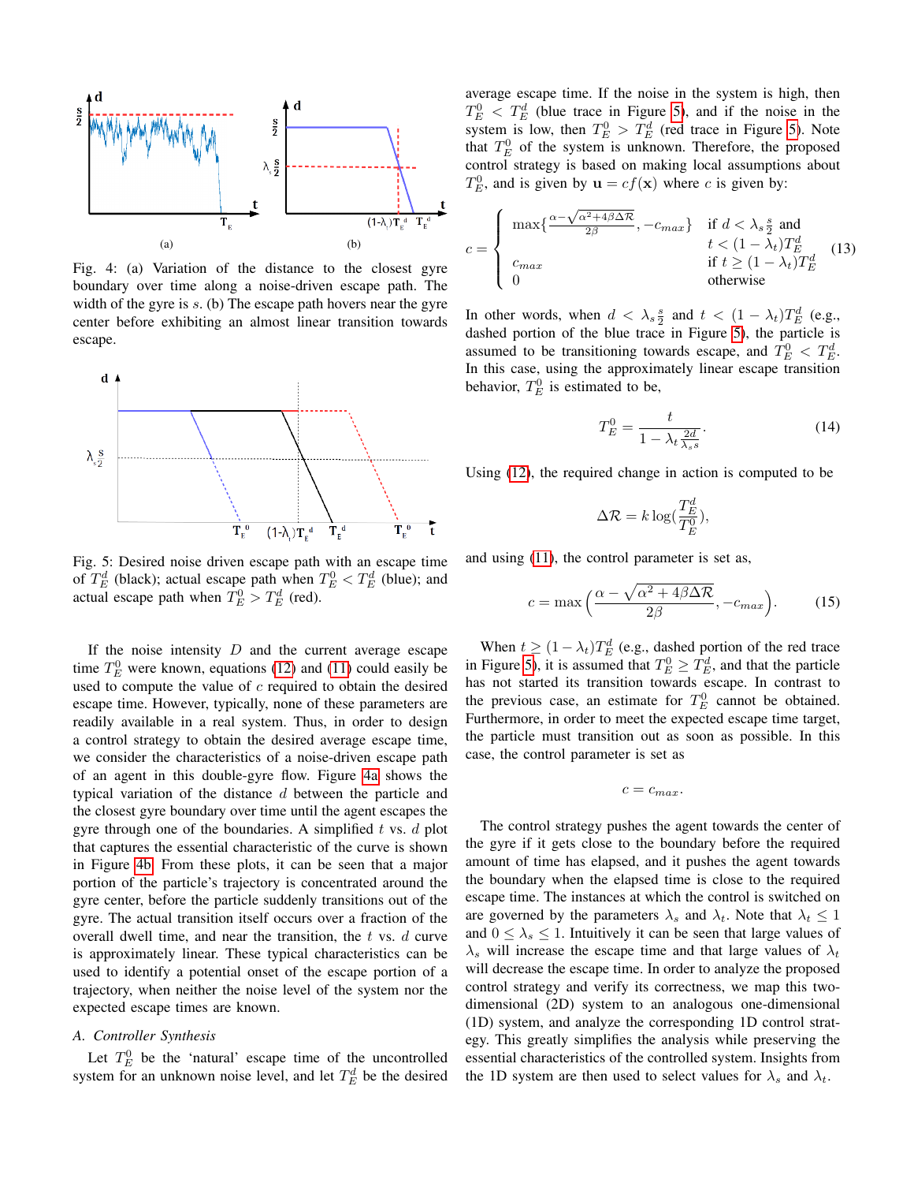Fig. 4: (a) Variation of the distance to the closest gyre boundary over time along a noise-driven escape path. The width of the gyre is $s$. (b) The escape path hovers near the gyre center before exhibiting an almost linear transition towards escape.

Fig. 5: Desired noise driven escape path with an escape time of $T_E^d$ (black); actual escape path when $T_E^0 < T_E^d$ (blue); and actual escape path when $T_E^0 > T_E^d$ (red).

If the noise intensity $D$ and the current average escape time $T_E^0$ were known, equations (12) and (11) could easily be used to compute the value of $c$ required to obtain the desired escape time. However, typically, none of these parameters are readily available in a real system. Thus, in order to design a control strategy to obtain the desired average escape time, we consider the characteristics of a noise-driven escape path of an agent in this double-gyre flow. Figure 4a shows the typical variation of the distance $d$ between the particle and the closest gyre boundary over time until the agent escapes the gyre through one of the boundaries. A simplified $t$ vs. $d$ plot that captures the essential characteristic of the curve is shown in Figure 4b. From these plots, it can be seen that a major portion of the particle's trajectory is concentrated around the gyre center, before the particle suddenly transitions out of the gyre. The actual transition itself occurs over a fraction of the overall dwell time, and near the transition, the $t$ vs. $d$ curve is approximately linear. These typical characteristics can be used to identify a potential onset of the escape portion of a trajectory, when neither the noise level of the system nor the expected escape times are known.

### A. Controller Synthesis

Let $T_E^0$ be the 'natural' escape time of the uncontrolled system for an unknown noise level, and let $T_E^d$ be the desired average escape time. If the noise in the system is high, then $T_E^0 < T_E^d$ (blue trace in Figure 5), and if the noise in the system is low, then $T_E^0 > T_E^d$ (red trace in Figure 5). Note that $T_E^0$ of the system is unknown. Therefore, the proposed control strategy is based on making local assumptions about $T_E^0$, and is given by $\mathbf{u} = cf(\mathbf{x})$ where $c$ is given by:

$$c = \begin{cases} \max\{\frac{\alpha - \sqrt{\alpha^2 + 4\beta\Delta\mathcal{R}}}{2\beta}, -c_{max}\} & \text{if } d < \lambda_s \frac{s}{2} \text{ and} \\ & t < (1-\lambda_t)T_E^d \\ c_{max} & \text{if } t \geq (1-\lambda_t)T_E^d \\ 0 & \text{otherwise} \end{cases} \tag{13}$$

In other words, when $d < \lambda_s \frac{s}{2}$ and $t < (1 - \lambda_t)T_E^d$ (e.g., dashed portion of the blue trace in Figure 5), the particle is assumed to be transitioning towards escape, and $T_E^0 < T_E^d$. In this case, using the approximately linear escape transition behavior, $T_E^0$ is estimated to be,

$$T_E^0 = \frac{t}{1 - \lambda_t \frac{2d}{\lambda_s s}}. \tag{14}$$

Using (12), the required change in action is computed to be

$$\Delta\mathcal{R} = k\log(\frac{T_E^d}{T_E^0}),$$

and using (11), the control parameter is set as,

$$c = \max\Big(\frac{\alpha - \sqrt{\alpha^2 + 4\beta\Delta\mathcal{R}}}{2\beta}, -c_{max}\Big). \tag{15}$$

When $t \geq (1-\lambda_t)T_E^d$ (e.g., dashed portion of the red trace in Figure 5), it is assumed that $T_E^0 \geq T_E^d$, and that the particle has not started its transition towards escape. In contrast to the previous case, an estimate for $T_E^0$ cannot be obtained. Furthermore, in order to meet the expected escape time target, the particle must transition out as soon as possible. In this case, the control parameter is set as

$$c = c_{max}.$$

The control strategy pushes the agent towards the center of the gyre if it gets close to the boundary before the required amount of time has elapsed, and it pushes the agent towards the boundary when the elapsed time is close to the required escape time. The instances at which the control is switched on are governed by the parameters $\lambda_s$ and $\lambda_t$. Note that $\lambda_t \leq 1$ and $0 \leq \lambda_s \leq 1$. Intuitively it can be seen that large values of $\lambda_s$ will increase the escape time and that large values of $\lambda_t$ will decrease the escape time. In order to analyze the proposed control strategy and verify its correctness, we map this two-dimensional (2D) system to an analogous one-dimensional (1D) system, and analyze the corresponding 1D control strategy. This greatly simplifies the analysis while preserving the essential characteristics of the controlled system. Insights from the 1D system are then used to select values for $\lambda_s$ and $\lambda_t$.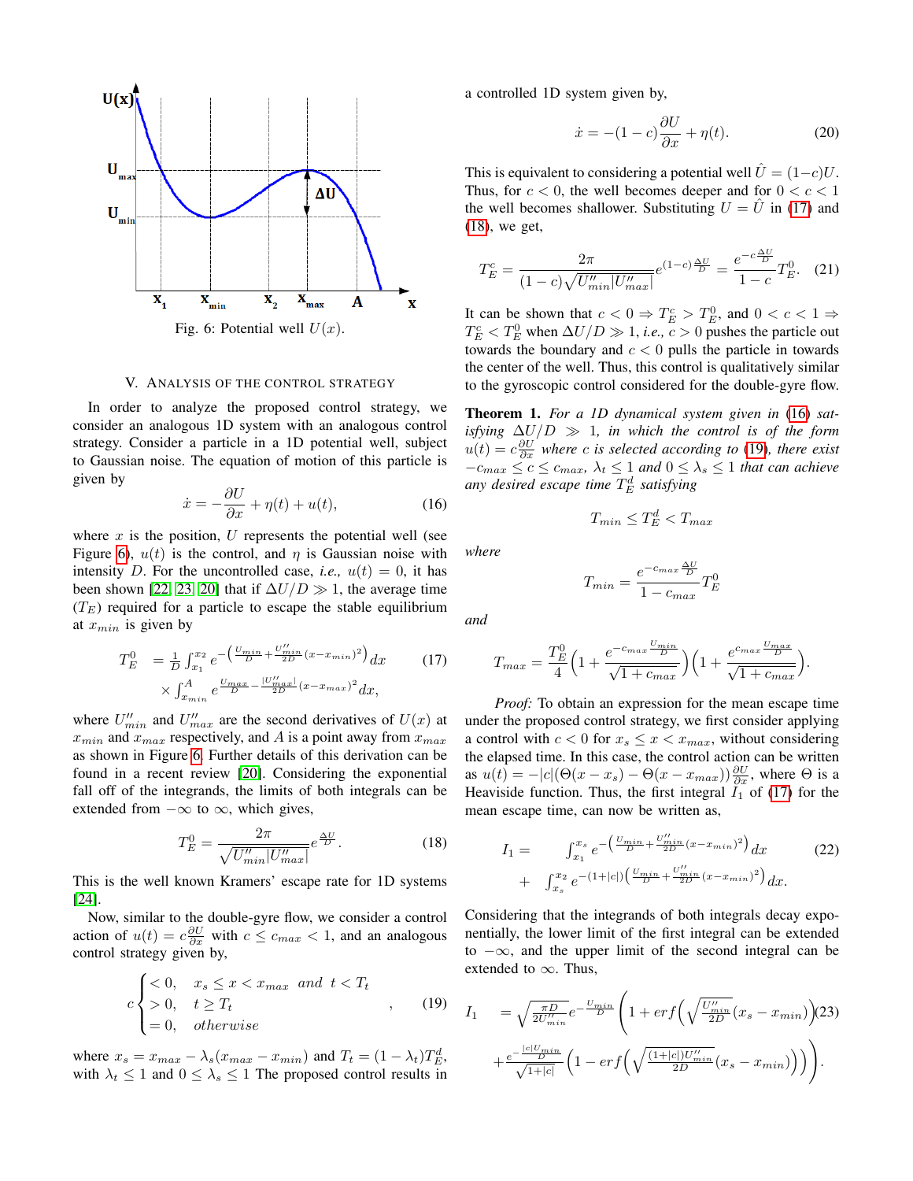Fig. 6: Potential well $U(x)$.

## V. Analysis of the Control Strategy

In order to analyze the proposed control strategy, we consider an analogous 1D system with an analogous control strategy. Consider a particle in a 1D potential well, subject to Gaussian noise. The equation of motion of this particle is given by

$$\dot{x} = -\frac{\partial U}{\partial x} + \eta(t) + u(t), \tag{16}$$

where $x$ is the position, $U$ represents the potential well (see Figure 6), $u(t)$ is the control, and $\eta$ is Gaussian noise with intensity $D$. For the uncontrolled case, *i.e.,* $u(t) = 0$, it has been shown [22], [23], [20] that if $\Delta U/D \gg 1$, the average time ($T_E$) required for a particle to escape the stable equilibrium at $x_{min}$ is given by

$$\begin{aligned} T_E^0 &= \frac{1}{D}\int_{x_1}^{x_2} e^{-\left(\frac{U_{min}}{D}+\frac{U''_{min}}{2D}(x-x_{min})^2\right)}dx \\ &\times \int_{x_{min}}^{A} e^{\frac{U_{max}}{D}-\frac{|U''_{max}|}{2D}(x-x_{max})^2}dx, \end{aligned} \tag{17}$$

where $U''_{min}$ and $U''_{max}$ are the second derivatives of $U(x)$ at $x_{min}$ and $x_{max}$ respectively, and $A$ is a point away from $x_{max}$ as shown in Figure 6. Further details of this derivation can be found in a recent review [20]. Considering the exponential fall off of the integrands, the limits of both integrals can be extended from $-\infty$ to $\infty$, which gives,

$$T_E^0 = \frac{2\pi}{\sqrt{U''_{min}|U''_{max}|}}e^{\frac{\Delta U}{D}}. \tag{18}$$

This is the well known Kramers' escape rate for 1D systems [24].

Now, similar to the double-gyre flow, we consider a control action of $u(t) = c\frac{\partial U}{\partial x}$ with $c \le c_{max} < 1$, and an analogous control strategy given by,

$$c \begin{cases} < 0, & x_s \le x < x_{max} \text{ and } t < T_t \\ > 0, & t \ge T_t \\ = 0, & otherwise \end{cases} \quad , \tag{19}$$

where $x_s = x_{max} - \lambda_s(x_{max} - x_{min})$ and $T_t = (1-\lambda_t)T_E^d$, with $\lambda_t \le 1$ and $0 \le \lambda_s \le 1$ The proposed control results in a controlled 1D system given by,

$$\dot{x} = -(1-c)\frac{\partial U}{\partial x} + \eta(t). \tag{20}$$

This is equivalent to considering a potential well $\hat{U} = (1-c)U$. Thus, for $c < 0$, the well becomes deeper and for $0 < c < 1$ the well becomes shallower. Substituting $U = \hat{U}$ in (17) and (18), we get,

$$T_E^c = \frac{2\pi}{(1-c)\sqrt{U''_{min}|U''_{max}|}}e^{(1-c)\frac{\Delta U}{D}} = \frac{e^{-c\frac{\Delta U}{D}}}{1-c}T_E^0. \tag{21}$$

It can be shown that $c < 0 \Rightarrow T_E^c > T_E^0$, and $0 < c < 1 \Rightarrow T_E^c < T_E^0$ when $\Delta U/D \gg 1$, *i.e.,* $c > 0$ pushes the particle out towards the boundary and $c < 0$ pulls the particle in towards the center of the well. Thus, this control is qualitatively similar to the gyroscopic control considered for the double-gyre flow.

**Theorem 1.** *For a 1D dynamical system given in (16) satisfying $\Delta U/D \gg 1$, in which the control is of the form $u(t) = c\frac{\partial U}{\partial x}$ where $c$ is selected according to (19), there exist $-c_{max} \le c \le c_{max}$, $\lambda_t \le 1$ and $0 \le \lambda_s \le 1$ that can achieve any desired escape time $T_E^d$ satisfying*

$$T_{min} \le T_E^d < T_{max}$$

*where*

$$T_{min} = \frac{e^{-c_{max}\frac{\Delta U}{D}}}{1-c_{max}}T_E^0$$

*and*

$$T_{max} = \frac{T_E^0}{4}\left(1+\frac{e^{-c_{max}\frac{U_{min}}{D}}}{\sqrt{1+c_{max}}}\right)\left(1+\frac{e^{c_{max}\frac{U_{max}}{D}}}{\sqrt{1+c_{max}}}\right).$$

*Proof:* To obtain an expression for the mean escape time under the proposed control strategy, we first consider applying a control with $c < 0$ for $x_s \le x < x_{max}$, without considering the elapsed time. In this case, the control action can be written as $u(t) = -|c|(\Theta(x-x_s) - \Theta(x-x_{max}))\frac{\partial U}{\partial x}$, where $\Theta$ is a Heaviside function. Thus, the first integral $I_1$ of (17) for the mean escape time, can now be written as,

$$\begin{aligned} I_1 = &\int_{x_1}^{x_s} e^{-\left(\frac{U_{min}}{D}+\frac{U''_{min}}{2D}(x-x_{min})^2\right)}dx \\ + &\int_{x_s}^{x_2} e^{-(1+|c|)\left(\frac{U_{min}}{D}+\frac{U''_{min}}{2D}(x-x_{min})^2\right)}dx. \end{aligned} \tag{22}$$

Considering that the integrands of both integrals decay exponentially, the lower limit of the first integral can be extended to $-\infty$, and the upper limit of the second integral can be extended to $\infty$. Thus,

$$\begin{aligned} I_1 &= \sqrt{\frac{\pi D}{2U''_{min}}}e^{-\frac{U_{min}}{D}}\Bigg(1+erf\Big(\sqrt{\frac{U''_{min}}{2D}}(x_s-x_{min})\Big) \\ &+\frac{e^{-\frac{|c|U_{min}}{D}}}{\sqrt{1+|c|}}\Big(1-erf\Big(\sqrt{\frac{(1+|c|)U''_{min}}{2D}}(x_s-x_{min})\Big)\Big)\Bigg). \end{aligned} \tag{23}$$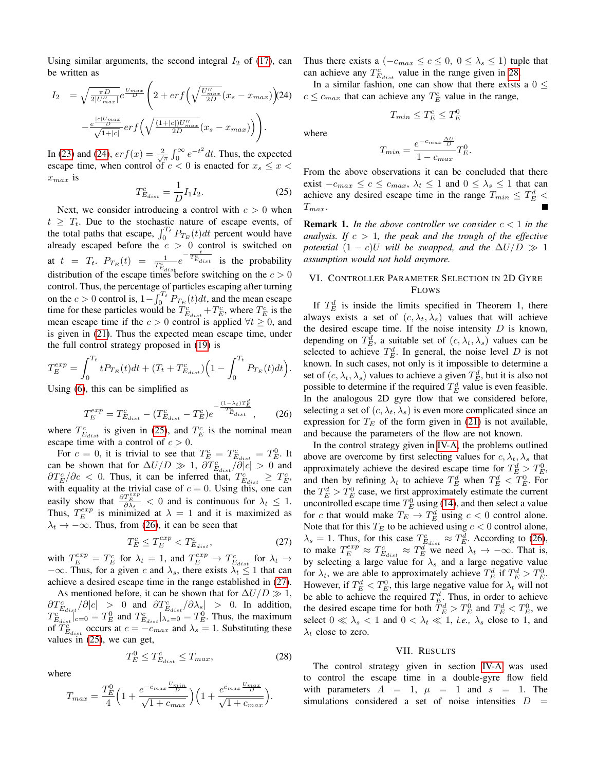Using similar arguments, the second integral $I_2$ of (17), can be written as

$$I_2 = \sqrt{\frac{\pi D}{2|U''_{max}|}} e^{\frac{U_{max}}{D}} \Bigg( 2 + erf\Big(\sqrt{\frac{U''_{max}}{2D}}(x_s - x_{max})\Big) - \frac{e^{\frac{|c|U_{max}}{D}}}{\sqrt{1+|c|}} erf\Big(\sqrt{\frac{(1+|c|)U''_{max}}{2D}}(x_s - x_{max})\Big)\Bigg). \quad (24)$$

In (23) and (24), $erf(x) = \frac{2}{\sqrt{\pi}} \int_0^\infty e^{-t^2} dt$. Thus, the expected escape time, when control of $c < 0$ is enacted for $x_s \le x < x_{max}$ is

$$T^c_{E_{dist}} = \frac{1}{D} I_1 I_2. \quad (25)$$

Next, we consider introducing a control with $c > 0$ when $t \ge T_t$. Due to the stochastic nature of escape events, of the total paths that escape, $\int_0^{T_t} P_{T_E}(t)dt$ percent would have already escaped before the $c > 0$ control is switched on at $t = T_t$. $P_{T_E}(t) = \frac{1}{T^c_{E_{dist}}} e^{-\frac{t}{T^c_{E_{dist}}}}$ is the probability distribution of the escape times before switching on the $c > 0$ control. Thus, the percentage of particles escaping after turning on the $c > 0$ control is, $1 - \int_0^{T_t} P_{T_E}(t)dt$, and the mean escape time for these particles would be $T^c_{E_{dist}} + T^c_E$, where $T^c_E$ is the mean escape time if the $c > 0$ control is applied $\forall t \ge 0$, and is given in (21). Thus the expected mean escape time, under the full control strategy proposed in (19) is

$$T^{exp}_E = \int_0^{T_t} t P_{T_E}(t)dt + (T_t + T^c_{E_{dist}})\Big(1 - \int_0^{T_t} P_{T_E}(t)dt\Big).$$

Using (6), this can be simplified as

$$T^{exp}_E = T^c_{E_{dist}} - (T^c_{E_{dist}} - T^c_E) e^{-\frac{(1-\lambda_t)T^d_E}{T^c_{E_{dist}}}}, \quad (26)$$

where $T^c_{E_{dist}}$ is given in (25), and $T^c_E$ is the nominal mean escape time with a control of $c > 0$.

For $c = 0$, it is trivial to see that $T^c_E = T^c_{E_{dist}} = T^0_E$. It can be shown that for $\Delta U/D \gg 1$, $\partial T^c_{E_{dist}}/\partial|c| > 0$ and $\partial T^c_E/\partial c < 0$. Thus, it can be inferred that, $T^c_{E_{dist}} \ge T^c_E$, with equality at the trivial case of $c = 0$. Using this, one can easily show that $\frac{\partial T^{exp}_E}{\partial \lambda_t} < 0$ and is continuous for $\lambda_t \le 1$. Thus, $T^{exp}_E$ is minimized at $\lambda = 1$ and it is maximized as $\lambda_t \to -\infty$. Thus, from (26), it can be seen that

$$T^c_E \le T^{exp}_E < T^c_{E_{dist}}, \quad (27)$$

with $T^{exp}_E = T^c_E$ for $\lambda_t = 1$, and $T^{exp}_E \to T^c_{E_{dist}}$ for $\lambda_t \to -\infty$. Thus, for a given $c$ and $\lambda_s$, there exists $\lambda_t \le 1$ that can achieve a desired escape time in the range established in (27).

As mentioned before, it can be shown that for $\Delta U/D \gg 1$, $\partial T^c_{E_{dist}}/\partial|c| > 0$ and $\partial T^c_{E_{dist}}/\partial\lambda_s| > 0$. In addition, $T^c_{E_{dist}}|_{c=0} = T^0_E$ and $T^c_{E_{dist}}|_{\lambda_s=0} = T^0_E$. Thus, the maximum of $T^c_{E_{dist}}$ occurs at $c = -c_{max}$ and $\lambda_s = 1$. Substituting these values in (25), we can get,

$$T^0_E \le T^c_{E_{dist}} \le T_{max}, \quad (28)$$

where

$$T_{max} = \frac{T^0_E}{4}\Big(1 + \frac{e^{-c_{max}\frac{U_{min}}{D}}}{\sqrt{1+c_{max}}}\Big)\Big(1 + \frac{e^{c_{max}\frac{U_{max}}{D}}}{\sqrt{1+c_{max}}}\Big).$$

Thus there exists a $(-c_{max} \le c \le 0,\ 0 \le \lambda_s \le 1)$ tuple that can achieve any $T^c_{E_{dist}}$ value in the range given in 28.

In a similar fashion, one can show that there exists a $0 \le c \le c_{max}$ that can achieve any $T^c_E$ value in the range,

$$T_{min} \le T^c_E \le T^0_E$$

where

$$T_{min} = \frac{e^{-c_{max}\frac{\Delta U}{D}}}{1 - c_{max}} T^0_E.$$

From the above observations it can be concluded that there exist $-c_{max} \le c \le c_{max}$, $\lambda_t \le 1$ and $0 \le \lambda_s \le 1$ that can achieve any desired escape time in the range $T_{min} \le T^d_E < T_{max}$. ∎

**Remark 1.** *In the above controller we consider $c < 1$ in the analysis. If $c > 1$, the peak and the trough of the effective potential $(1 - c)U$ will be swapped, and the $\Delta U/D \gg 1$ assumption would not hold anymore.*

## VI. Controller Parameter Selection in 2D Gyre Flows

If $T^d_E$ is inside the limits specified in Theorem 1, there always exists a set of $(c, \lambda_t, \lambda_s)$ values that will achieve the desired escape time. If the noise intensity $D$ is known, depending on $T^d_E$, a suitable set of $(c, \lambda_t, \lambda_s)$ values can be selected to achieve $T^d_E$. In general, the noise level $D$ is not known. In such cases, not only is it impossible to determine a set of $(c, \lambda_t, \lambda_s)$ values to achieve a given $T^d_E$, but it is also not possible to determine if the required $T^d_E$ value is even feasible. In the analogous 2D gyre flow that we considered before, selecting a set of $(c, \lambda_t, \lambda_s)$ is even more complicated since an expression for $T_E$ of the form given in (21) is not available, and because the parameters of the flow are not known.

In the control strategy given in IV-A, the problems outlined above are overcome by first selecting values for $c, \lambda_t, \lambda_s$ that approximately achieve the desired escape time for $T^d_E > T^0_E$, and then by refining $\lambda_t$ to achieve $T^d_E$ when $T^d_E < T^0_E$. For the $T^d_E > T^0_E$ case, we first approximately estimate the current uncontrolled escape time $T^0_E$ using (14), and then select a value for $c$ that would make $T_E \to T^d_E$ using $c < 0$ control alone. Note that for this $T_E$ to be achieved using $c < 0$ control alone, $\lambda_s = 1$. Thus, for this case $T^c_{E_{dist}} \approx T^d_E$. According to (26), to make $T^{exp}_E \approx T^c_{E_{dist}} \approx T^d_E$ we need $\lambda_t \to -\infty$. That is, by selecting a large value for $\lambda_s$ and a large negative value for $\lambda_t$, we are able to approximately achieve $T^d_E$ if $T^d_E > T^0_E$. However, if $T^d_E < T^0_E$, this large negative value for $\lambda_t$ will not be able to achieve the required $T^d_E$. Thus, in order to achieve the desired escape time for both $T^d_E > T^0_E$ and $T^d_E < T^0_E$, we select $0 \ll \lambda_s < 1$ and $0 < \lambda_t \ll 1$, *i.e.,* $\lambda_s$ close to 1, and $\lambda_t$ close to zero.

## VII. Results

The control strategy given in section IV-A was used to control the escape time in a double-gyre flow field with parameters $A = 1$, $\mu = 1$ and $s = 1$. The simulations considered a set of noise intensities $D =$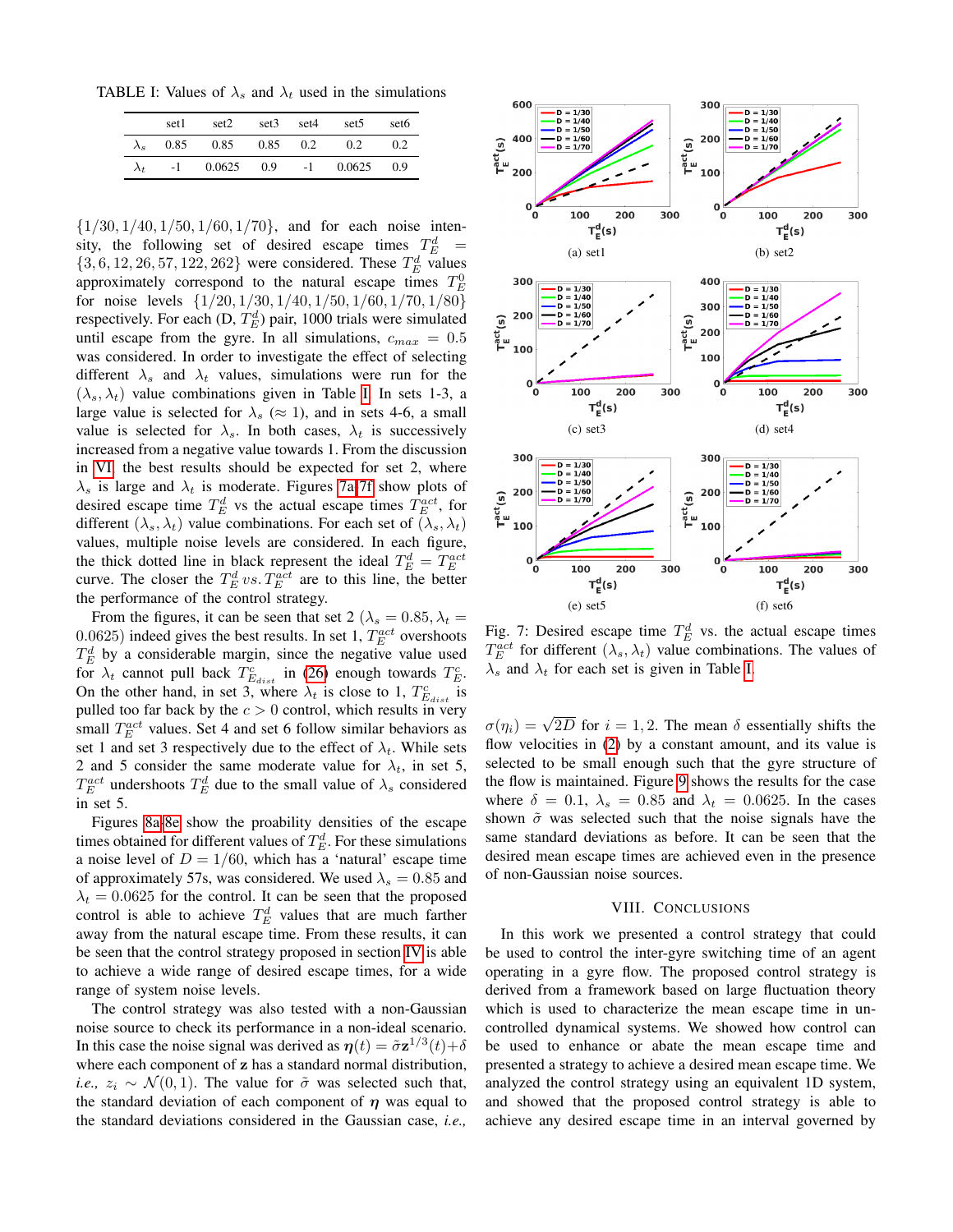TABLE I: Values of $\lambda_s$ and $\lambda_t$ used in the simulations

| | set1 | set2 | set3 | set4 | set5 | set6 |
|---|---|---|---|---|---|---|
| $\lambda_s$ | 0.85 | 0.85 | 0.85 | 0.2 | 0.2 | 0.2 |
| $\lambda_t$ | -1 | 0.0625 | 0.9 | -1 | 0.0625 | 0.9 |

$\{1/30, 1/40, 1/50, 1/60, 1/70\}$, and for each noise intensity, the following set of desired escape times $T_E^d = \{3, 6, 12, 26, 57, 122, 262\}$ were considered. These $T_E^d$ values approximately correspond to the natural escape times $T_E^0$ for noise levels $\{1/20, 1/30, 1/40, 1/50, 1/60, 1/70, 1/80\}$ respectively. For each (D, $T_E^d$) pair, 1000 trials were simulated until escape from the gyre. In all simulations, $c_{max} = 0.5$ was considered. In order to investigate the effect of selecting different $\lambda_s$ and $\lambda_t$ values, simulations were run for the $(\lambda_s, \lambda_t)$ value combinations given in Table I. In sets 1-3, a large value is selected for $\lambda_s$ ($\approx 1$), and in sets 4-6, a small value is selected for $\lambda_s$. In both cases, $\lambda_t$ is successively increased from a negative value towards 1. From the discussion in VI, the best results should be expected for set 2, where $\lambda_s$ is large and $\lambda_t$ is moderate. Figures 7a-7f show plots of desired escape time $T_E^d$ vs the actual escape times $T_E^{act}$, for different $(\lambda_s, \lambda_t)$ value combinations. For each set of $(\lambda_s, \lambda_t)$ values, multiple noise levels are considered. In each figure, the thick dotted line in black represent the ideal $T_E^d = T_E^{act}$ curve. The closer the $T_E^d\, vs.\, T_E^{act}$ are to this line, the better the performance of the control strategy.

From the figures, it can be seen that set 2 ($\lambda_s = 0.85, \lambda_t = 0.0625$) indeed gives the best results. In set 1, $T_E^{act}$ overshoots $T_E^d$ by a considerable margin, since the negative value used for $\lambda_t$ cannot pull back $T_{E_{dist}}^c$ in (26) enough towards $T_E^c$. On the other hand, in set 3, where $\lambda_t$ is close to 1, $T_{E_{dist}}^c$ is pulled too far back by the $c > 0$ control, which results in very small $T_E^{act}$ values. Set 4 and set 6 follow similar behaviors as set 1 and set 3 respectively due to the effect of $\lambda_t$. While sets 2 and 5 consider the same moderate value for $\lambda_t$, in set 5, $T_E^{act}$ undershoots $T_E^d$ due to the small value of $\lambda_s$ considered in set 5.

Figures 8a-8e show the proability densities of the escape times obtained for different values of $T_E^d$. For these simulations a noise level of $D = 1/60$, which has a 'natural' escape time of approximately 57s, was considered. We used $\lambda_s = 0.85$ and $\lambda_t = 0.0625$ for the control. It can be seen that the proposed control is able to achieve $T_E^d$ values that are much farther away from the natural escape time. From these results, it can be seen that the control strategy proposed in section IV is able to achieve a wide range of desired escape times, for a wide range of system noise levels.

The control strategy was also tested with a non-Gaussian noise source to check its performance in a non-ideal scenario. In this case the noise signal was derived as $\boldsymbol{\eta}(t) = \tilde{\sigma}\mathbf{z}^{1/3}(t) + \delta$ where each component of $\mathbf{z}$ has a standard normal distribution, *i.e.,* $z_i \sim \mathcal{N}(0, 1)$. The value for $\tilde{\sigma}$ was selected such that, the standard deviation of each component of $\boldsymbol{\eta}$ was equal to the standard deviations considered in the Gaussian case, *i.e.,* $\sigma(\eta_i) = \sqrt{2D}$ for $i = 1, 2$. The mean $\delta$ essentially shifts the flow velocities in (2) by a constant amount, and its value is selected to be small enough such that the gyre structure of the flow is maintained. Figure 9 shows the results for the case where $\delta = 0.1$, $\lambda_s = 0.85$ and $\lambda_t = 0.0625$. In the cases shown $\tilde{\sigma}$ was selected such that the noise signals have the same standard deviations as before. It can be seen that the desired mean escape times are achieved even in the presence of non-Gaussian noise sources.

(a) set1 (b) set2 (c) set3 (d) set4 (e) set5 (f) set6

Fig. 7: Desired escape time $T_E^d$ vs. the actual escape times $T_E^{act}$ for different $(\lambda_s, \lambda_t)$ value combinations. The values of $\lambda_s$ and $\lambda_t$ for each set is given in Table I.

## VIII. Conclusions

In this work we presented a control strategy that could be used to control the inter-gyre switching time of an agent operating in a gyre flow. The proposed control strategy is derived from a framework based on large fluctuation theory which is used to characterize the mean escape time in uncontrolled dynamical systems. We showed how control can be used to enhance or abate the mean escape time and presented a strategy to achieve a desired mean escape time. We analyzed the control strategy using an equivalent 1D system, and showed that the proposed control strategy is able to achieve any desired escape time in an interval governed by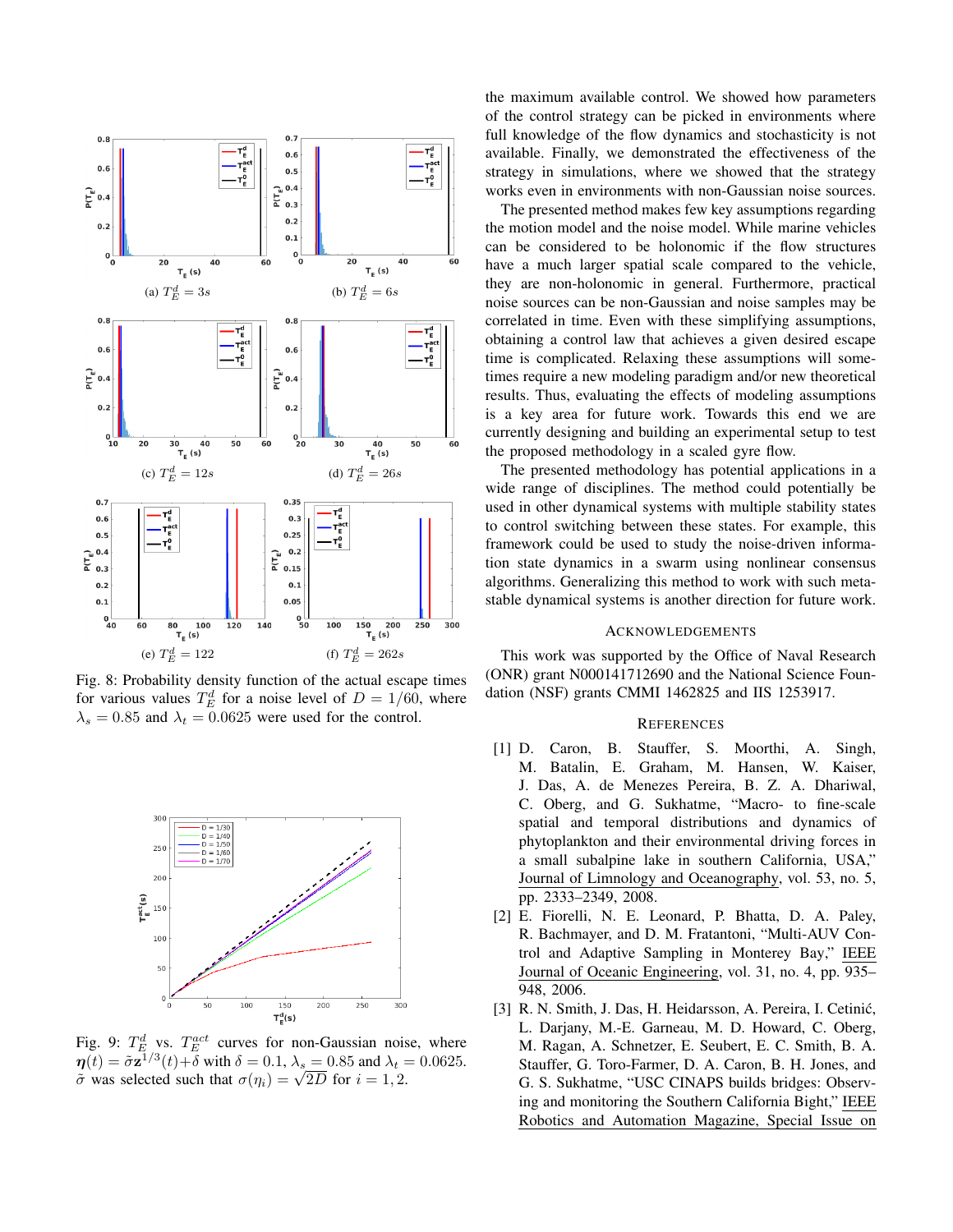(a) $T_E^d = 3s$

(b) $T_E^d = 6s$

(c) $T_E^d = 12s$

(d) $T_E^d = 26s$

(e) $T_E^d = 122$

(f) $T_E^d = 262s$

Fig. 8: Probability density function of the actual escape times for various values $T_E^d$ for a noise level of $D = 1/60$, where $\lambda_s = 0.85$ and $\lambda_t = 0.0625$ were used for the control.

Fig. 9: $T_E^d$ vs. $T_E^{act}$ curves for non-Gaussian noise, where $\boldsymbol{\eta}(t) = \tilde{\sigma}\mathbf{z}^{1/3}(t)+\delta$ with $\delta = 0.1$, $\lambda_s = 0.85$ and $\lambda_t = 0.0625$. $\tilde{\sigma}$ was selected such that $\sigma(\eta_i) = \sqrt{2D}$ for $i = 1, 2$.

the maximum available control. We showed how parameters of the control strategy can be picked in environments where full knowledge of the flow dynamics and stochasticity is not available. Finally, we demonstrated the effectiveness of the strategy in simulations, where we showed that the strategy works even in environments with non-Gaussian noise sources.

The presented method makes few key assumptions regarding the motion model and the noise model. While marine vehicles can be considered to be holonomic if the flow structures have a much larger spatial scale compared to the vehicle, they are non-holonomic in general. Furthermore, practical noise sources can be non-Gaussian and noise samples may be correlated in time. Even with these simplifying assumptions, obtaining a control law that achieves a given desired escape time is complicated. Relaxing these assumptions will sometimes require a new modeling paradigm and/or new theoretical results. Thus, evaluating the effects of modeling assumptions is a key area for future work. Towards this end we are currently designing and building an experimental setup to test the proposed methodology in a scaled gyre flow.

The presented methodology has potential applications in a wide range of disciplines. The method could potentially be used in other dynamical systems with multiple stability states to control switching between these states. For example, this framework could be used to study the noise-driven information state dynamics in a swarm using nonlinear consensus algorithms. Generalizing this method to work with such metastable dynamical systems is another direction for future work.

## Acknowledgements

This work was supported by the Office of Naval Research (ONR) grant N000141712690 and the National Science Foundation (NSF) grants CMMI 1462825 and IIS 1253917.

## References

[1] D. Caron, B. Stauffer, S. Moorthi, A. Singh, M. Batalin, E. Graham, M. Hansen, W. Kaiser, J. Das, A. de Menezes Pereira, B. Z. A. Dhariwal, C. Oberg, and G. Sukhatme, “Macro- to fine-scale spatial and temporal distributions and dynamics of phytoplankton and their environmental driving forces in a small subalpine lake in southern California, USA,” Journal of Limnology and Oceanography, vol. 53, no. 5, pp. 2333–2349, 2008.

[2] E. Fiorelli, N. E. Leonard, P. Bhatta, D. A. Paley, R. Bachmayer, and D. M. Fratantoni, “Multi-AUV Control and Adaptive Sampling in Monterey Bay,” IEEE Journal of Oceanic Engineering, vol. 31, no. 4, pp. 935–948, 2006.

[3] R. N. Smith, J. Das, H. Heidarsson, A. Pereira, I. Cetinić, L. Darjany, M.-E. Garneau, M. D. Howard, C. Oberg, M. Ragan, A. Schnetzer, E. Seubert, E. C. Smith, B. A. Stauffer, G. Toro-Farmer, D. A. Caron, B. H. Jones, and G. S. Sukhatme, “USC CINAPS builds bridges: Observing and monitoring the Southern California Bight,” IEEE Robotics and Automation Magazine, Special Issue on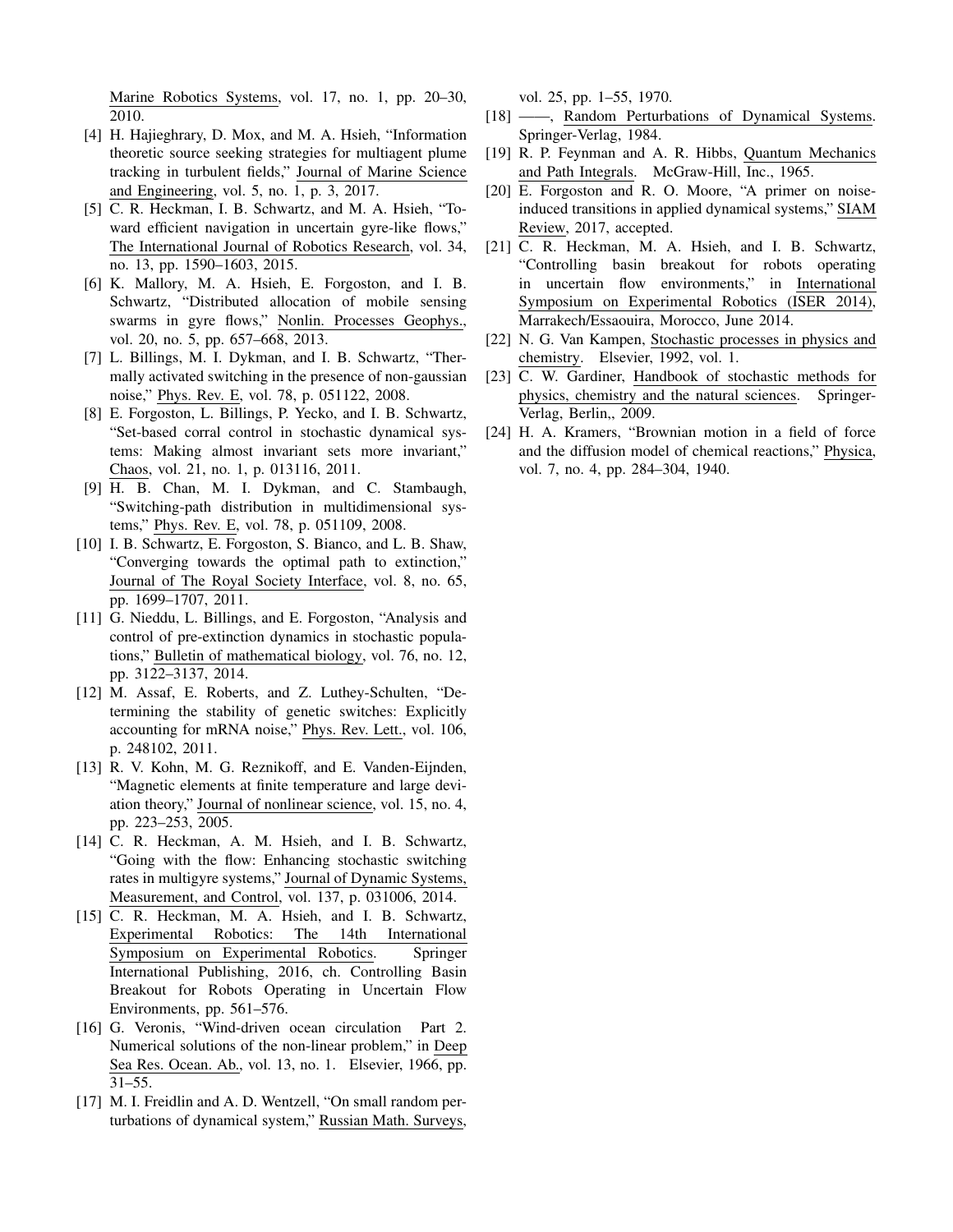Marine Robotics Systems, vol. 17, no. 1, pp. 20–30, 2010.

[4] H. Hajieghrary, D. Mox, and M. A. Hsieh, “Information theoretic source seeking strategies for multiagent plume tracking in turbulent fields,” Journal of Marine Science and Engineering, vol. 5, no. 1, p. 3, 2017.

[5] C. R. Heckman, I. B. Schwartz, and M. A. Hsieh, “Toward efficient navigation in uncertain gyre-like flows,” The International Journal of Robotics Research, vol. 34, no. 13, pp. 1590–1603, 2015.

[6] K. Mallory, M. A. Hsieh, E. Forgoston, and I. B. Schwartz, “Distributed allocation of mobile sensing swarms in gyre flows,” Nonlin. Processes Geophys., vol. 20, no. 5, pp. 657–668, 2013.

[7] L. Billings, M. I. Dykman, and I. B. Schwartz, “Thermally activated switching in the presence of non-gaussian noise,” Phys. Rev. E, vol. 78, p. 051122, 2008.

[8] E. Forgoston, L. Billings, P. Yecko, and I. B. Schwartz, “Set-based corral control in stochastic dynamical systems: Making almost invariant sets more invariant,” Chaos, vol. 21, no. 1, p. 013116, 2011.

[9] H. B. Chan, M. I. Dykman, and C. Stambaugh, “Switching-path distribution in multidimensional systems,” Phys. Rev. E, vol. 78, p. 051109, 2008.

[10] I. B. Schwartz, E. Forgoston, S. Bianco, and L. B. Shaw, “Converging towards the optimal path to extinction,” Journal of The Royal Society Interface, vol. 8, no. 65, pp. 1699–1707, 2011.

[11] G. Nieddu, L. Billings, and E. Forgoston, “Analysis and control of pre-extinction dynamics in stochastic populations,” Bulletin of mathematical biology, vol. 76, no. 12, pp. 3122–3137, 2014.

[12] M. Assaf, E. Roberts, and Z. Luthey-Schulten, “Determining the stability of genetic switches: Explicitly accounting for mRNA noise,” Phys. Rev. Lett., vol. 106, p. 248102, 2011.

[13] R. V. Kohn, M. G. Reznikoff, and E. Vanden-Eijnden, “Magnetic elements at finite temperature and large deviation theory,” Journal of nonlinear science, vol. 15, no. 4, pp. 223–253, 2005.

[14] C. R. Heckman, A. M. Hsieh, and I. B. Schwartz, “Going with the flow: Enhancing stochastic switching rates in multigyre systems,” Journal of Dynamic Systems, Measurement, and Control, vol. 137, p. 031006, 2014.

[15] C. R. Heckman, M. A. Hsieh, and I. B. Schwartz, Experimental Robotics: The 14th International Symposium on Experimental Robotics. Springer International Publishing, 2016, ch. Controlling Basin Breakout for Robots Operating in Uncertain Flow Environments, pp. 561–576.

[16] G. Veronis, “Wind-driven ocean circulation Part 2. Numerical solutions of the non-linear problem,” in Deep Sea Res. Ocean. Ab., vol. 13, no. 1. Elsevier, 1966, pp. 31–55.

[17] M. I. Freidlin and A. D. Wentzell, “On small random perturbations of dynamical system,” Russian Math. Surveys, vol. 25, pp. 1–55, 1970.

[18] ——, Random Perturbations of Dynamical Systems. Springer-Verlag, 1984.

[19] R. P. Feynman and A. R. Hibbs, Quantum Mechanics and Path Integrals. McGraw-Hill, Inc., 1965.

[20] E. Forgoston and R. O. Moore, “A primer on noise-induced transitions in applied dynamical systems,” SIAM Review, 2017, accepted.

[21] C. R. Heckman, M. A. Hsieh, and I. B. Schwartz, “Controlling basin breakout for robots operating in uncertain flow environments,” in International Symposium on Experimental Robotics (ISER 2014), Marrakech/Essaouira, Morocco, June 2014.

[22] N. G. Van Kampen, Stochastic processes in physics and chemistry. Elsevier, 1992, vol. 1.

[23] C. W. Gardiner, Handbook of stochastic methods for physics, chemistry and the natural sciences. Springer-Verlag, Berlin,, 2009.

[24] H. A. Kramers, “Brownian motion in a field of force and the diffusion model of chemical reactions,” Physica, vol. 7, no. 4, pp. 284–304, 1940.